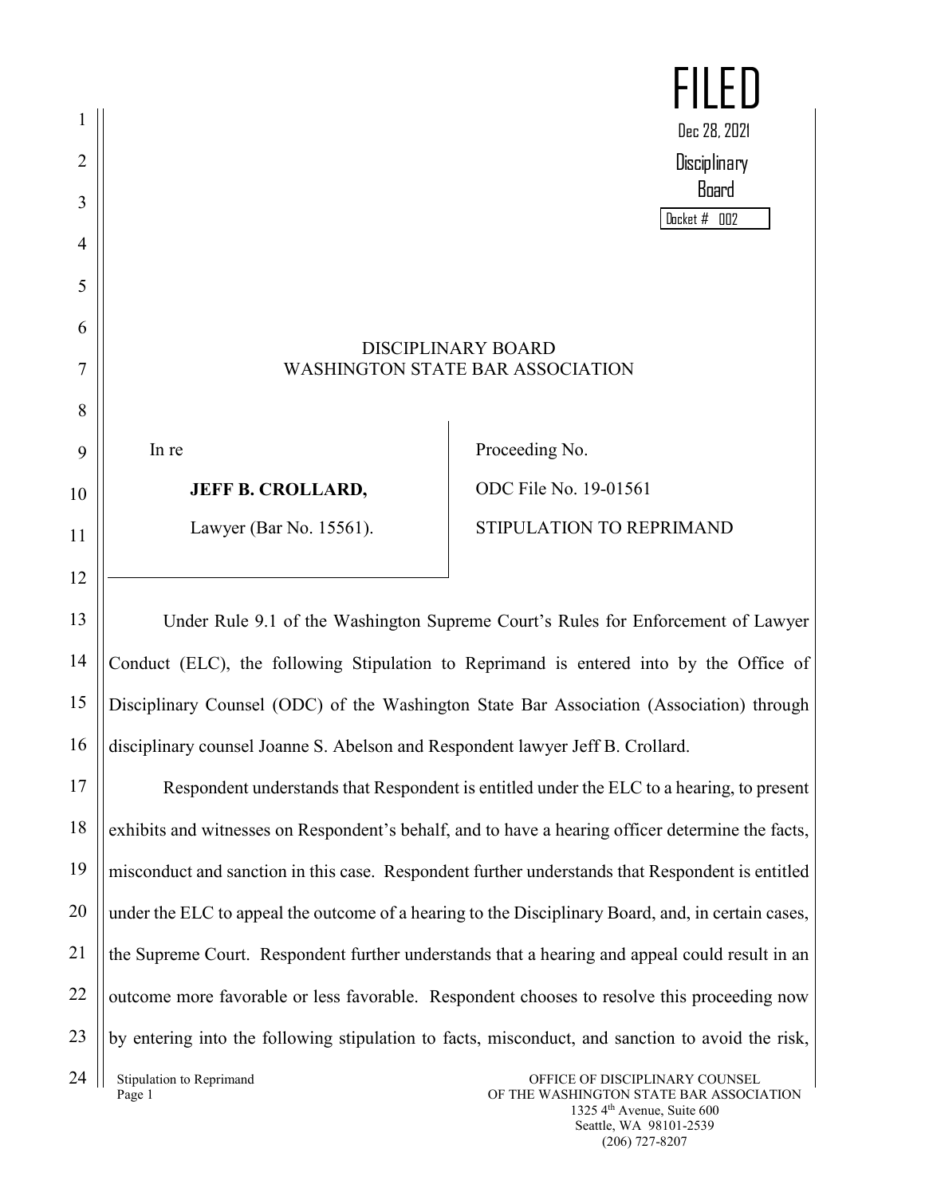FILED
Dec 28, 2021
Disciplinary Board
Docket # 002

DISCIPLINARY BOARD
WASHINGTON STATE BAR ASSOCIATION

| | |
|---|---|
| In re<br><br>**JEFF B. CROLLARD,**<br><br>Lawyer (Bar No. 15561). | Proceeding No.<br><br>ODC File No. 19-01561<br><br>STIPULATION TO REPRIMAND |

Under Rule 9.1 of the Washington Supreme Court's Rules for Enforcement of Lawyer Conduct (ELC), the following Stipulation to Reprimand is entered into by the Office of Disciplinary Counsel (ODC) of the Washington State Bar Association (Association) through disciplinary counsel Joanne S. Abelson and Respondent lawyer Jeff B. Crollard.

Respondent understands that Respondent is entitled under the ELC to a hearing, to present exhibits and witnesses on Respondent's behalf, and to have a hearing officer determine the facts, misconduct and sanction in this case. Respondent further understands that Respondent is entitled under the ELC to appeal the outcome of a hearing to the Disciplinary Board, and, in certain cases, the Supreme Court. Respondent further understands that a hearing and appeal could result in an outcome more favorable or less favorable. Respondent chooses to resolve this proceeding now by entering into the following stipulation to facts, misconduct, and sanction to avoid the risk,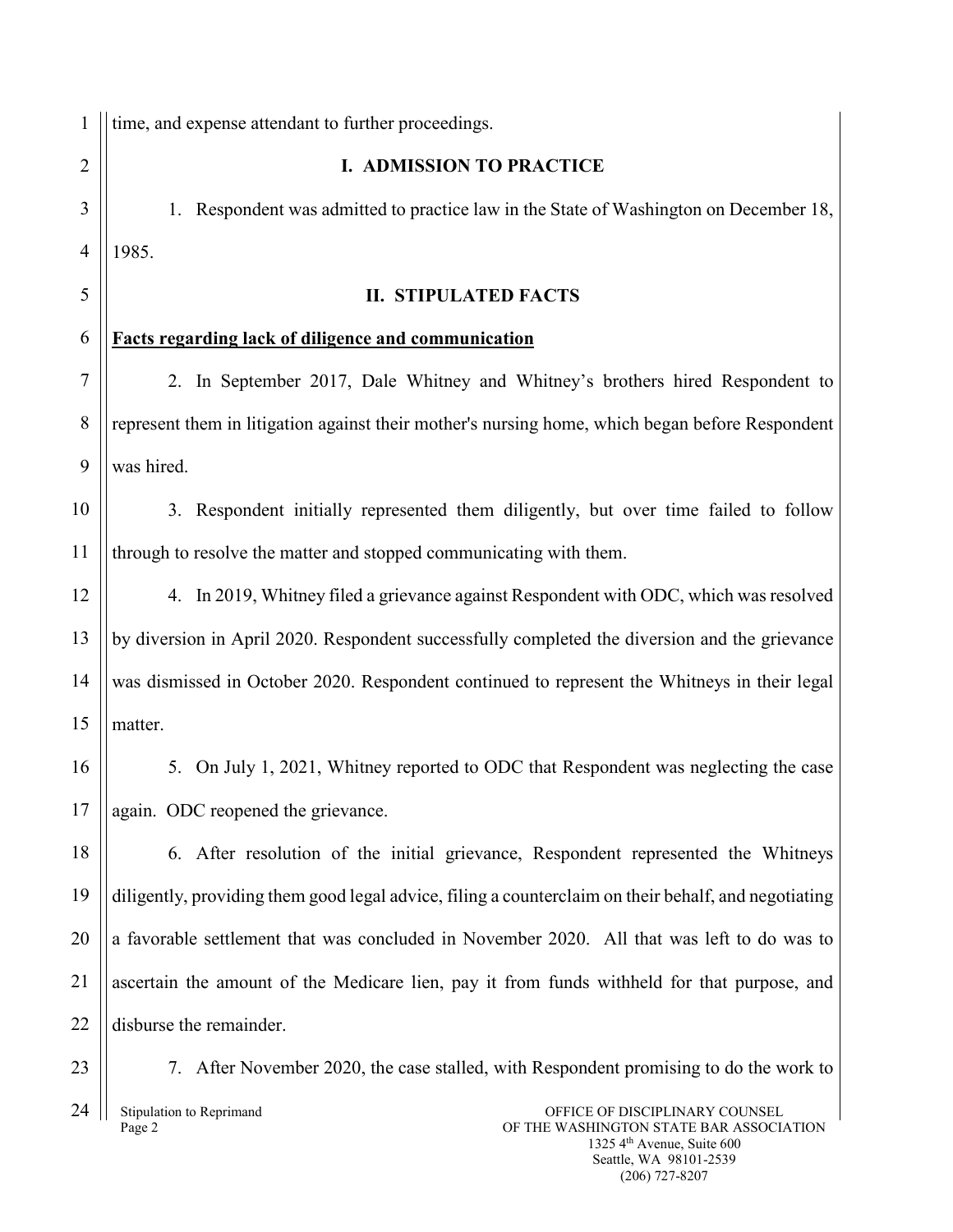time, and expense attendant to further proceedings.

## I. ADMISSION TO PRACTICE

1. Respondent was admitted to practice law in the State of Washington on December 18, 1985.

## II. STIPULATED FACTS

**Facts regarding lack of diligence and communication**

2. In September 2017, Dale Whitney and Whitney's brothers hired Respondent to represent them in litigation against their mother's nursing home, which began before Respondent was hired.

3. Respondent initially represented them diligently, but over time failed to follow through to resolve the matter and stopped communicating with them.

4. In 2019, Whitney filed a grievance against Respondent with ODC, which was resolved by diversion in April 2020. Respondent successfully completed the diversion and the grievance was dismissed in October 2020. Respondent continued to represent the Whitneys in their legal matter.

5. On July 1, 2021, Whitney reported to ODC that Respondent was neglecting the case again. ODC reopened the grievance.

6. After resolution of the initial grievance, Respondent represented the Whitneys diligently, providing them good legal advice, filing a counterclaim on their behalf, and negotiating a favorable settlement that was concluded in November 2020. All that was left to do was to ascertain the amount of the Medicare lien, pay it from funds withheld for that purpose, and disburse the remainder.

7. After November 2020, the case stalled, with Respondent promising to do the work to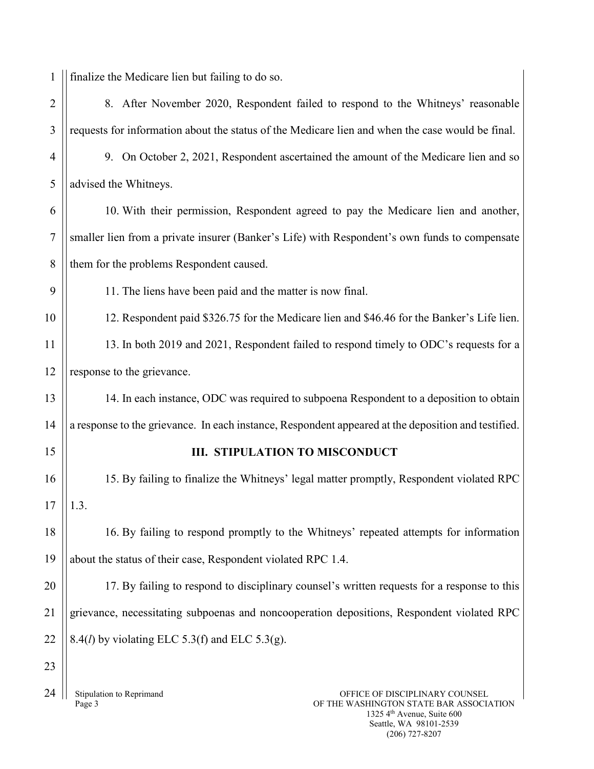finalize the Medicare lien but failing to do so.

8. After November 2020, Respondent failed to respond to the Whitneys' reasonable requests for information about the status of the Medicare lien and when the case would be final.

9. On October 2, 2021, Respondent ascertained the amount of the Medicare lien and so advised the Whitneys.

10. With their permission, Respondent agreed to pay the Medicare lien and another, smaller lien from a private insurer (Banker's Life) with Respondent's own funds to compensate them for the problems Respondent caused.

11. The liens have been paid and the matter is now final.

12. Respondent paid $326.75 for the Medicare lien and $46.46 for the Banker's Life lien.

13. In both 2019 and 2021, Respondent failed to respond timely to ODC's requests for a response to the grievance.

14. In each instance, ODC was required to subpoena Respondent to a deposition to obtain a response to the grievance. In each instance, Respondent appeared at the deposition and testified.

## III. STIPULATION TO MISCONDUCT

15. By failing to finalize the Whitneys' legal matter promptly, Respondent violated RPC 1.3.

16. By failing to respond promptly to the Whitneys' repeated attempts for information about the status of their case, Respondent violated RPC 1.4.

17. By failing to respond to disciplinary counsel's written requests for a response to this grievance, necessitating subpoenas and noncooperation depositions, Respondent violated RPC 8.4(*l*) by violating ELC 5.3(f) and ELC 5.3(g).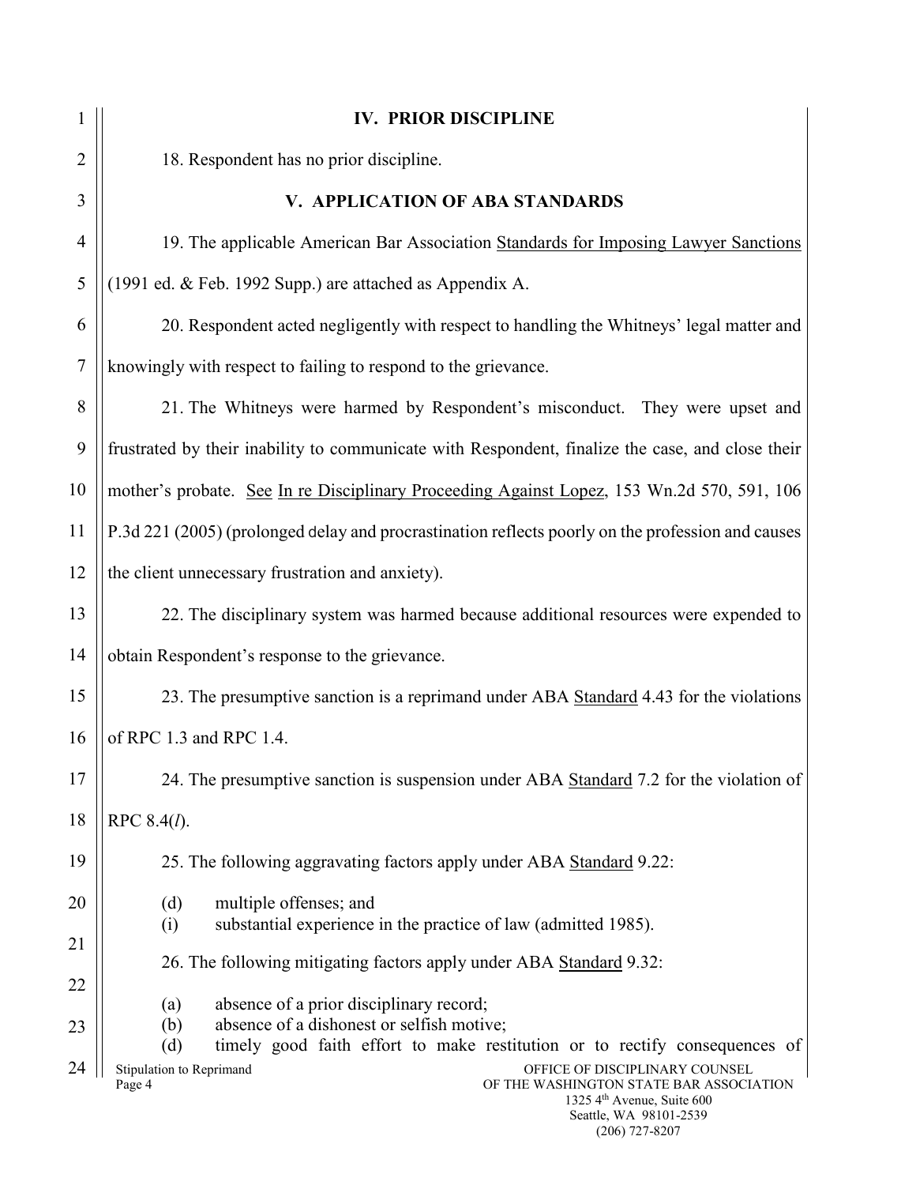## IV. PRIOR DISCIPLINE

18. Respondent has no prior discipline.

## V. APPLICATION OF ABA STANDARDS

19. The applicable American Bar Association Standards for Imposing Lawyer Sanctions (1991 ed. & Feb. 1992 Supp.) are attached as Appendix A.

20. Respondent acted negligently with respect to handling the Whitneys' legal matter and knowingly with respect to failing to respond to the grievance.

21. The Whitneys were harmed by Respondent's misconduct. They were upset and frustrated by their inability to communicate with Respondent, finalize the case, and close their mother's probate. See In re Disciplinary Proceeding Against Lopez, 153 Wn.2d 570, 591, 106 P.3d 221 (2005) (prolonged delay and procrastination reflects poorly on the profession and causes the client unnecessary frustration and anxiety).

22. The disciplinary system was harmed because additional resources were expended to obtain Respondent's response to the grievance.

23. The presumptive sanction is a reprimand under ABA Standard 4.43 for the violations of RPC 1.3 and RPC 1.4.

24. The presumptive sanction is suspension under ABA Standard 7.2 for the violation of RPC 8.4(*l*).

25. The following aggravating factors apply under ABA Standard 9.22:

- (d) multiple offenses; and
- (i) substantial experience in the practice of law (admitted 1985).

26. The following mitigating factors apply under ABA Standard 9.32:

- (a) absence of a prior disciplinary record;
- (b) absence of a dishonest or selfish motive;
- (d) timely good faith effort to make restitution or to rectify consequences of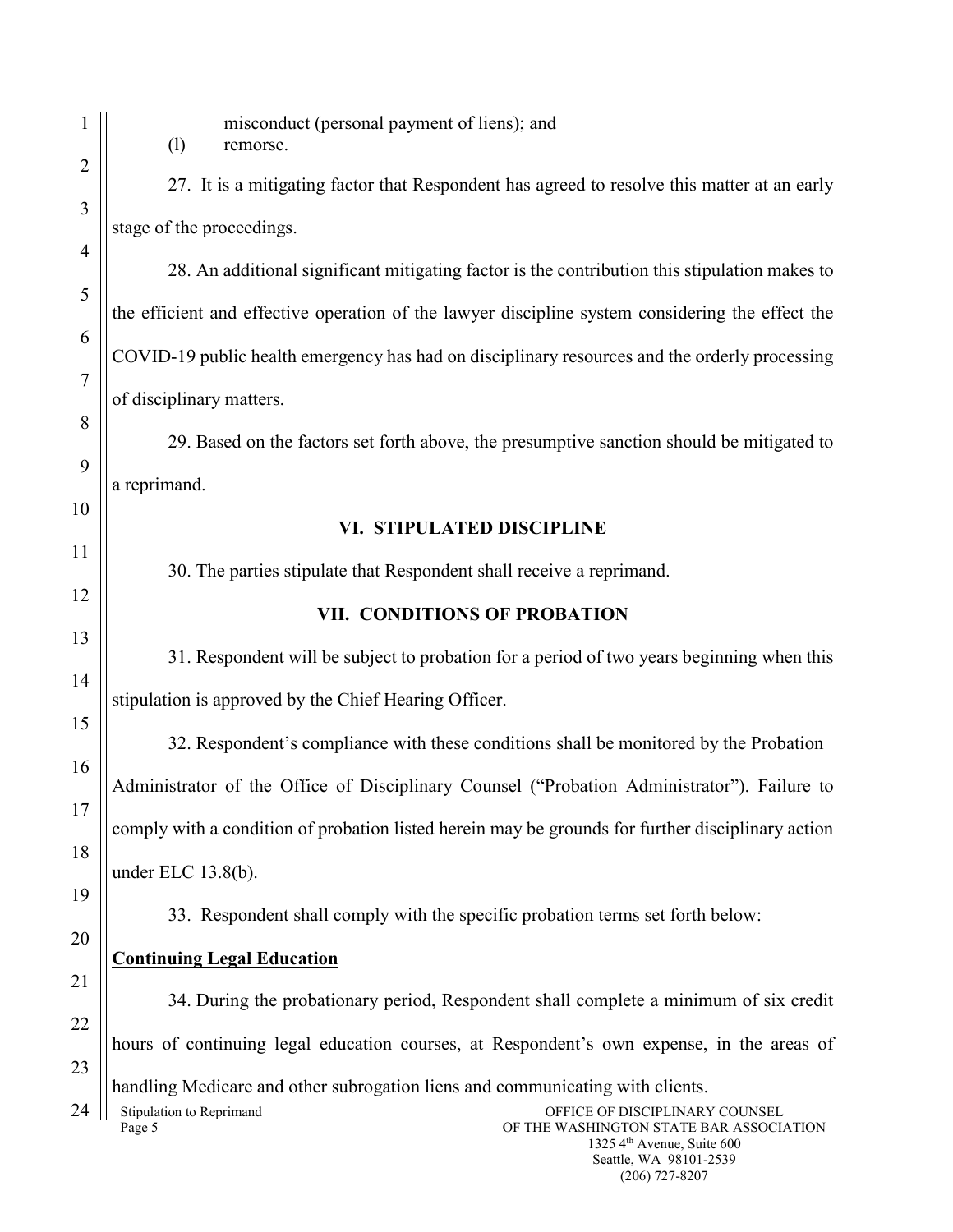misconduct (personal payment of liens); and

(l) remorse.

27. It is a mitigating factor that Respondent has agreed to resolve this matter at an early stage of the proceedings.

28. An additional significant mitigating factor is the contribution this stipulation makes to the efficient and effective operation of the lawyer discipline system considering the effect the COVID-19 public health emergency has had on disciplinary resources and the orderly processing of disciplinary matters.

29. Based on the factors set forth above, the presumptive sanction should be mitigated to a reprimand.

## VI. STIPULATED DISCIPLINE

30. The parties stipulate that Respondent shall receive a reprimand.

## VII. CONDITIONS OF PROBATION

31. Respondent will be subject to probation for a period of two years beginning when this stipulation is approved by the Chief Hearing Officer.

32. Respondent's compliance with these conditions shall be monitored by the Probation Administrator of the Office of Disciplinary Counsel ("Probation Administrator"). Failure to comply with a condition of probation listed herein may be grounds for further disciplinary action under ELC 13.8(b).

33. Respondent shall comply with the specific probation terms set forth below:

**Continuing Legal Education**

34. During the probationary period, Respondent shall complete a minimum of six credit hours of continuing legal education courses, at Respondent's own expense, in the areas of handling Medicare and other subrogation liens and communicating with clients.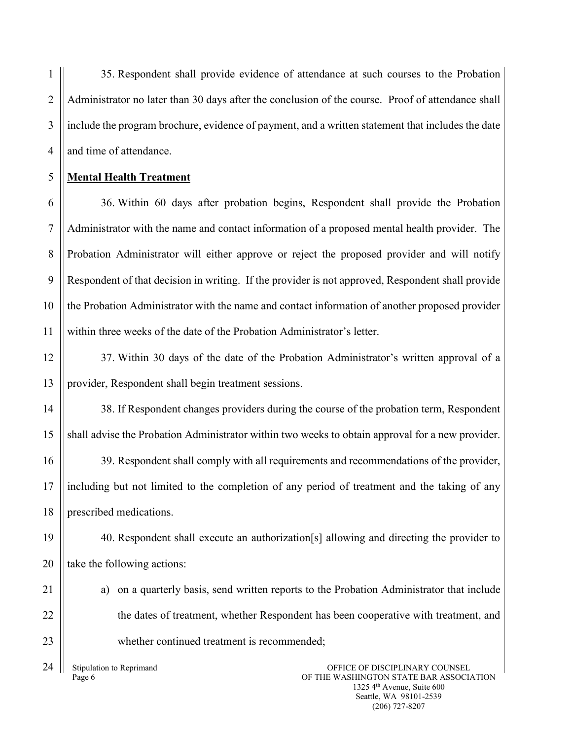35. Respondent shall provide evidence of attendance at such courses to the Probation Administrator no later than 30 days after the conclusion of the course. Proof of attendance shall include the program brochure, evidence of payment, and a written statement that includes the date and time of attendance.

**Mental Health Treatment**

36. Within 60 days after probation begins, Respondent shall provide the Probation Administrator with the name and contact information of a proposed mental health provider. The Probation Administrator will either approve or reject the proposed provider and will notify Respondent of that decision in writing. If the provider is not approved, Respondent shall provide the Probation Administrator with the name and contact information of another proposed provider within three weeks of the date of the Probation Administrator's letter.

37. Within 30 days of the date of the Probation Administrator's written approval of a provider, Respondent shall begin treatment sessions.

38. If Respondent changes providers during the course of the probation term, Respondent shall advise the Probation Administrator within two weeks to obtain approval for a new provider.

39. Respondent shall comply with all requirements and recommendations of the provider, including but not limited to the completion of any period of treatment and the taking of any prescribed medications.

40. Respondent shall execute an authorization[s] allowing and directing the provider to take the following actions:

a) on a quarterly basis, send written reports to the Probation Administrator that include the dates of treatment, whether Respondent has been cooperative with treatment, and whether continued treatment is recommended;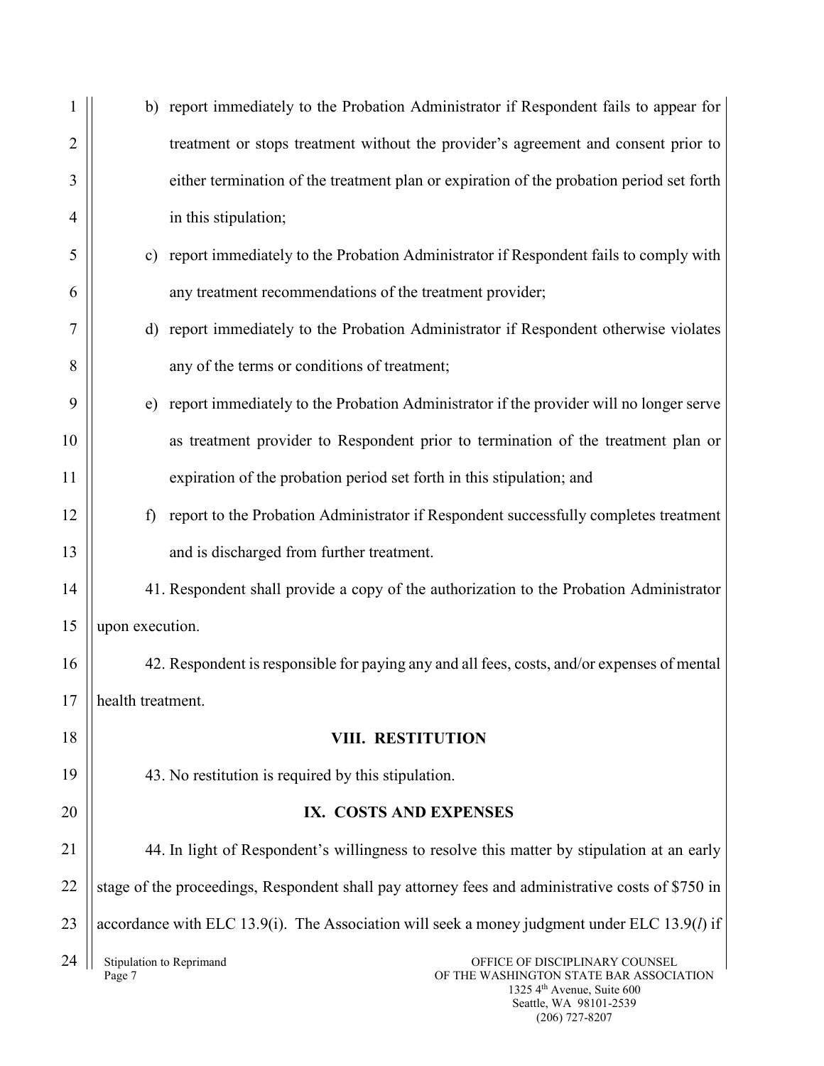b) report immediately to the Probation Administrator if Respondent fails to appear for treatment or stops treatment without the provider's agreement and consent prior to either termination of the treatment plan or expiration of the probation period set forth in this stipulation;

c) report immediately to the Probation Administrator if Respondent fails to comply with any treatment recommendations of the treatment provider;

d) report immediately to the Probation Administrator if Respondent otherwise violates any of the terms or conditions of treatment;

e) report immediately to the Probation Administrator if the provider will no longer serve as treatment provider to Respondent prior to termination of the treatment plan or expiration of the probation period set forth in this stipulation; and

f) report to the Probation Administrator if Respondent successfully completes treatment and is discharged from further treatment.

41. Respondent shall provide a copy of the authorization to the Probation Administrator upon execution.

42. Respondent is responsible for paying any and all fees, costs, and/or expenses of mental health treatment.

## VIII. RESTITUTION

43. No restitution is required by this stipulation.

## IX. COSTS AND EXPENSES

44. In light of Respondent's willingness to resolve this matter by stipulation at an early stage of the proceedings, Respondent shall pay attorney fees and administrative costs of $750 in accordance with ELC 13.9(i). The Association will seek a money judgment under ELC 13.9(*l*) if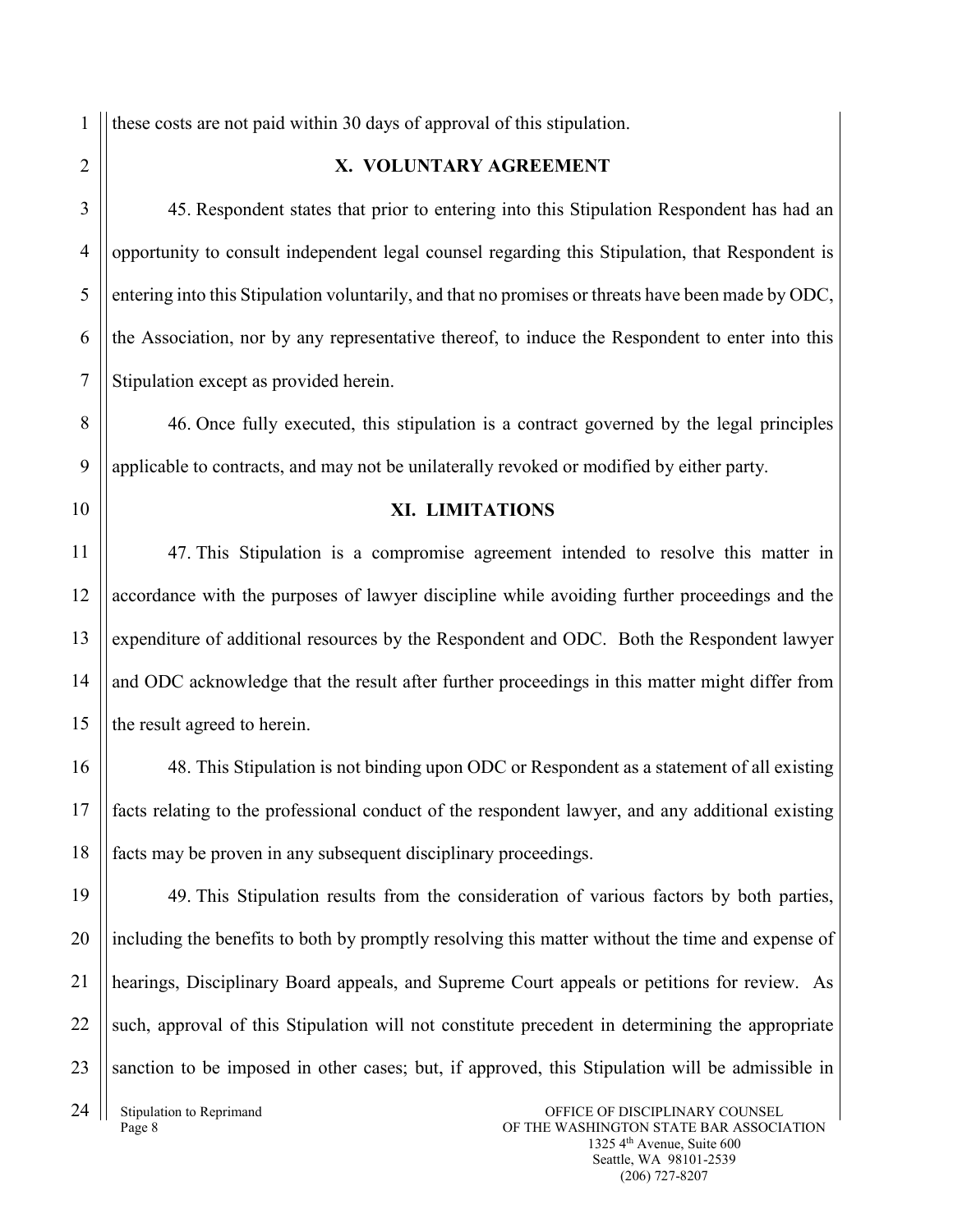these costs are not paid within 30 days of approval of this stipulation.

## X. VOLUNTARY AGREEMENT

45. Respondent states that prior to entering into this Stipulation Respondent has had an opportunity to consult independent legal counsel regarding this Stipulation, that Respondent is entering into this Stipulation voluntarily, and that no promises or threats have been made by ODC, the Association, nor by any representative thereof, to induce the Respondent to enter into this Stipulation except as provided herein.

46. Once fully executed, this stipulation is a contract governed by the legal principles applicable to contracts, and may not be unilaterally revoked or modified by either party.

## XI. LIMITATIONS

47. This Stipulation is a compromise agreement intended to resolve this matter in accordance with the purposes of lawyer discipline while avoiding further proceedings and the expenditure of additional resources by the Respondent and ODC. Both the Respondent lawyer and ODC acknowledge that the result after further proceedings in this matter might differ from the result agreed to herein.

48. This Stipulation is not binding upon ODC or Respondent as a statement of all existing facts relating to the professional conduct of the respondent lawyer, and any additional existing facts may be proven in any subsequent disciplinary proceedings.

49. This Stipulation results from the consideration of various factors by both parties, including the benefits to both by promptly resolving this matter without the time and expense of hearings, Disciplinary Board appeals, and Supreme Court appeals or petitions for review. As such, approval of this Stipulation will not constitute precedent in determining the appropriate sanction to be imposed in other cases; but, if approved, this Stipulation will be admissible in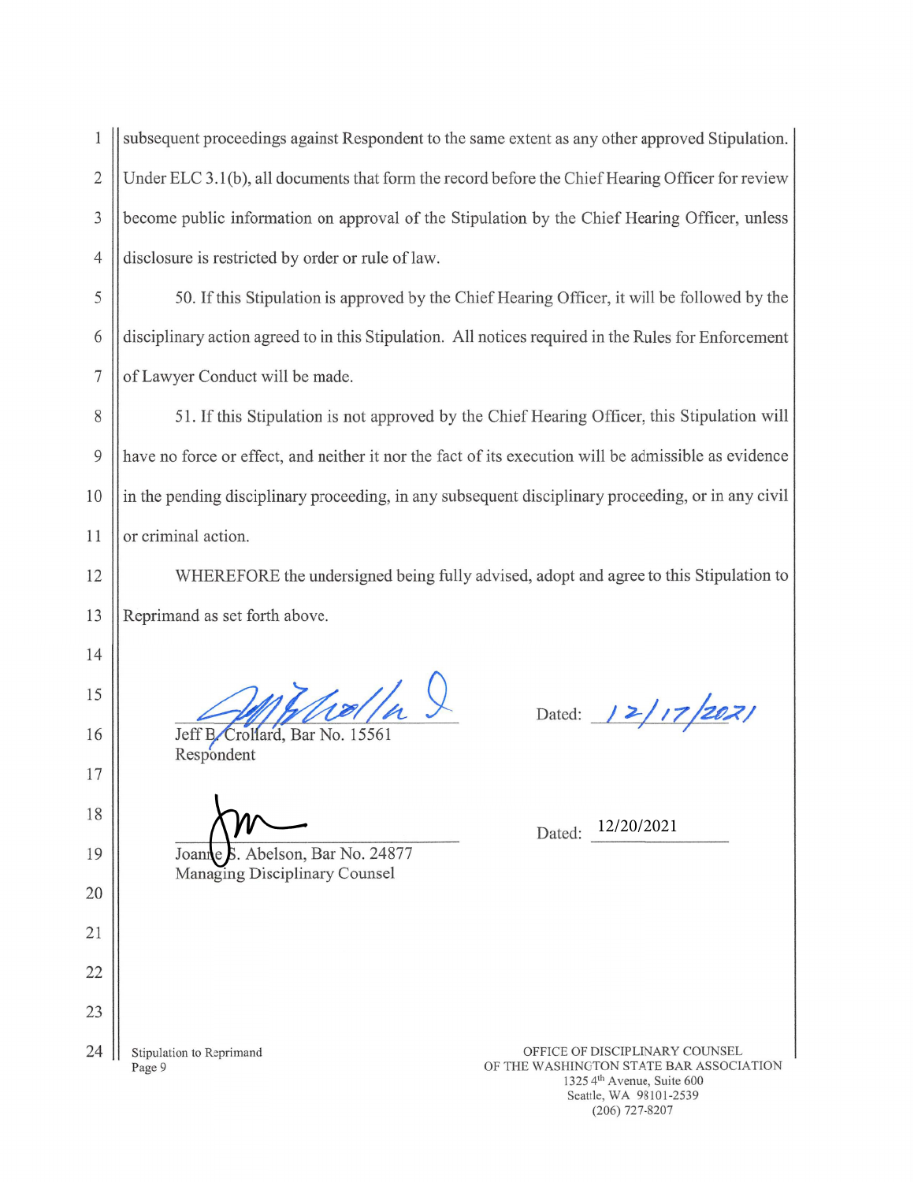subsequent proceedings against Respondent to the same extent as any other approved Stipulation. Under ELC 3.1(b), all documents that form the record before the Chief Hearing Officer for review become public information on approval of the Stipulation by the Chief Hearing Officer, unless disclosure is restricted by order or rule of law.

50. If this Stipulation is approved by the Chief Hearing Officer, it will be followed by the disciplinary action agreed to in this Stipulation. All notices required in the Rules for Enforcement of Lawyer Conduct will be made.

51. If this Stipulation is not approved by the Chief Hearing Officer, this Stipulation will have no force or effect, and neither it nor the fact of its execution will be admissible as evidence in the pending disciplinary proceeding, in any subsequent disciplinary proceeding, or in any civil or criminal action.

WHEREFORE the undersigned being fully advised, adopt and agree to this Stipulation to Reprimand as set forth above.

Jeff B. Crollard, Bar No. 15561
Respondent

Dated: 12/17/2021

Joanne S. Abelson, Bar No. 24877
Managing Disciplinary Counsel

Dated: 12/20/2021

Stipulation to Reprimand
Page 9

OFFICE OF DISCIPLINARY COUNSEL
OF THE WASHINGTON STATE BAR ASSOCIATION
1325 4th Avenue, Suite 600
Seattle, WA 98101-2539
(206) 727-8207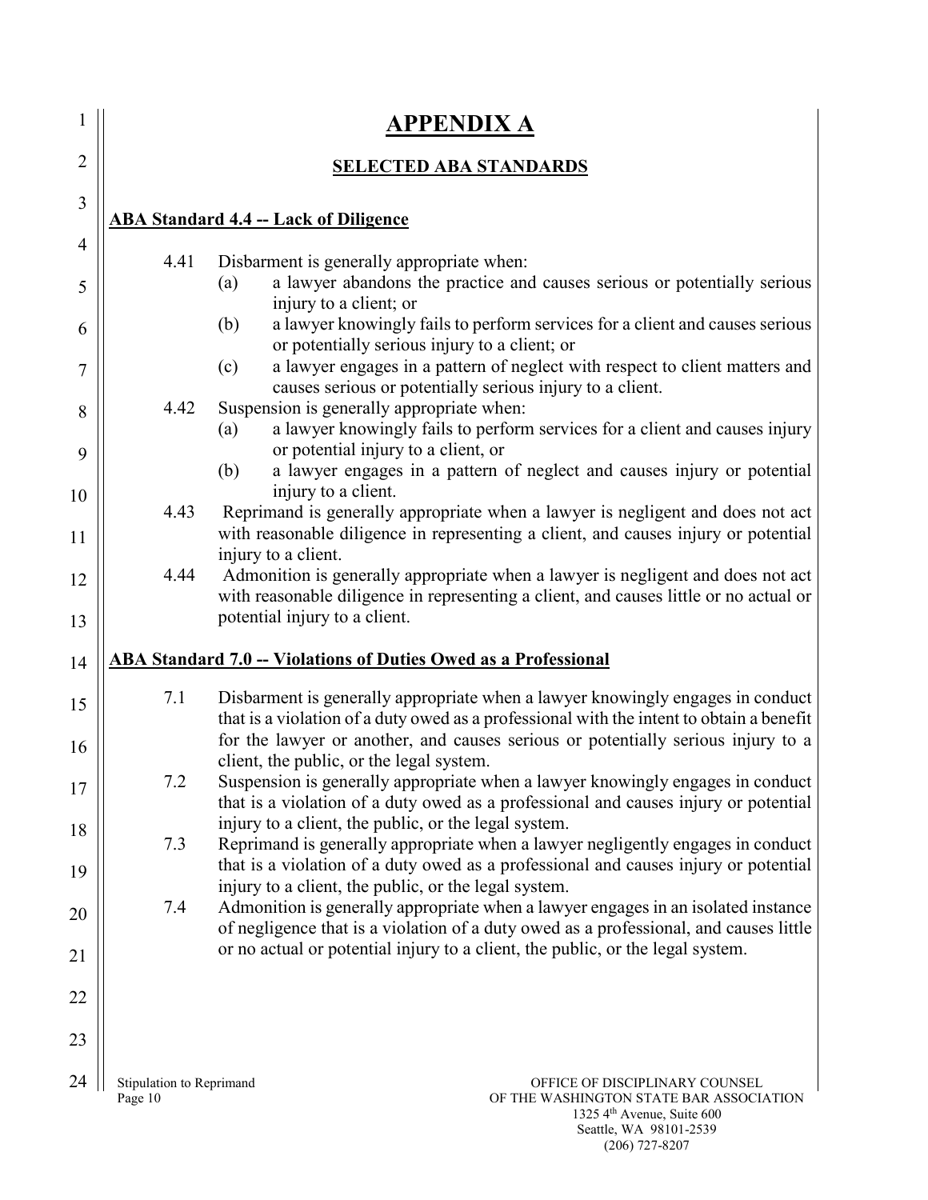# APPENDIX A

## SELECTED ABA STANDARDS

### ABA Standard 4.4 -- Lack of Diligence

4.41 Disbarment is generally appropriate when:

(a) a lawyer abandons the practice and causes serious or potentially serious injury to a client; or

(b) a lawyer knowingly fails to perform services for a client and causes serious or potentially serious injury to a client; or

(c) a lawyer engages in a pattern of neglect with respect to client matters and causes serious or potentially serious injury to a client.

4.42 Suspension is generally appropriate when:

(a) a lawyer knowingly fails to perform services for a client and causes injury or potential injury to a client, or

(b) a lawyer engages in a pattern of neglect and causes injury or potential injury to a client.

4.43 Reprimand is generally appropriate when a lawyer is negligent and does not act with reasonable diligence in representing a client, and causes injury or potential injury to a client.

4.44 Admonition is generally appropriate when a lawyer is negligent and does not act with reasonable diligence in representing a client, and causes little or no actual or potential injury to a client.

### ABA Standard 7.0 -- Violations of Duties Owed as a Professional

7.1 Disbarment is generally appropriate when a lawyer knowingly engages in conduct that is a violation of a duty owed as a professional with the intent to obtain a benefit for the lawyer or another, and causes serious or potentially serious injury to a client, the public, or the legal system.

7.2 Suspension is generally appropriate when a lawyer knowingly engages in conduct that is a violation of a duty owed as a professional and causes injury or potential injury to a client, the public, or the legal system.

7.3 Reprimand is generally appropriate when a lawyer negligently engages in conduct that is a violation of a duty owed as a professional and causes injury or potential injury to a client, the public, or the legal system.

7.4 Admonition is generally appropriate when a lawyer engages in an isolated instance of negligence that is a violation of a duty owed as a professional, and causes little or no actual or potential injury to a client, the public, or the legal system.